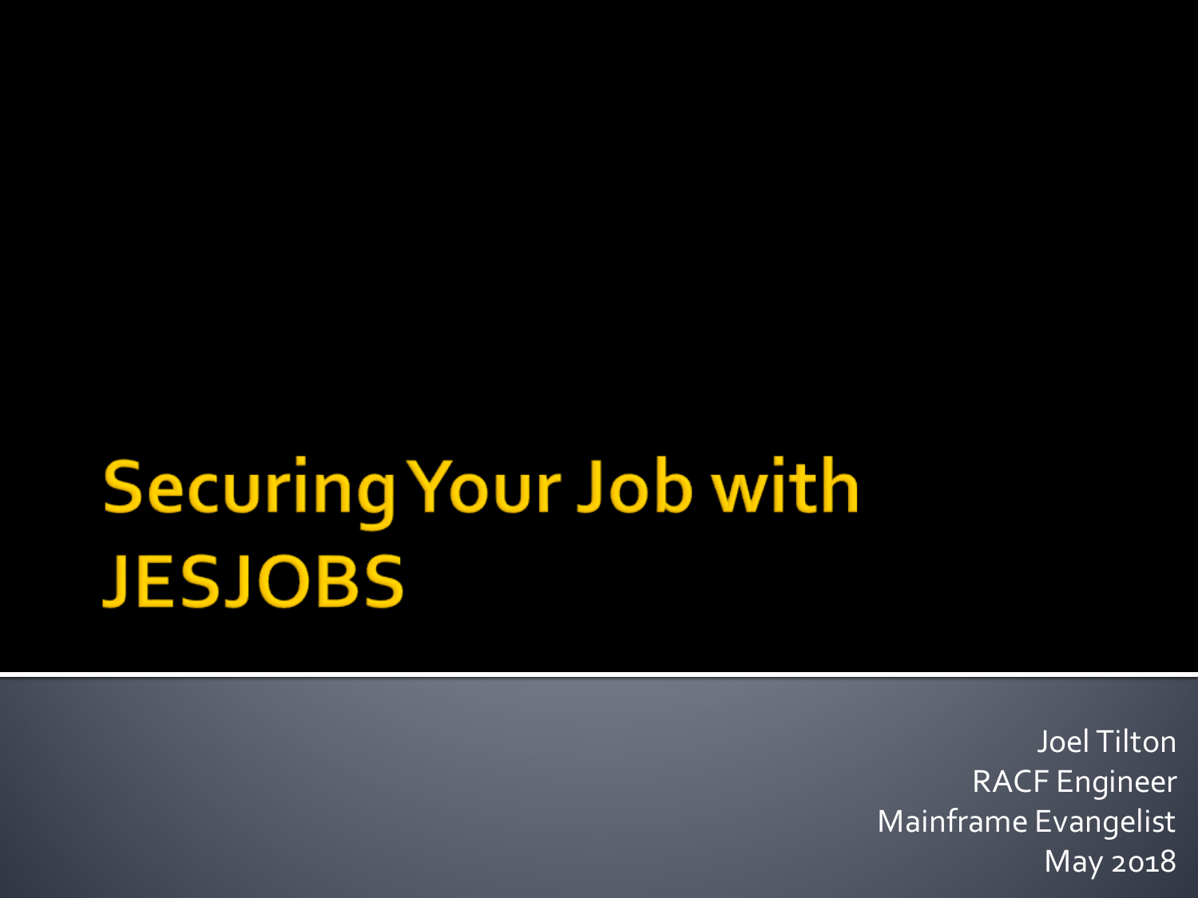# Securing Your Job with JESJOBS

Joel Tilton
RACF Engineer
Mainframe Evangelist
May 2018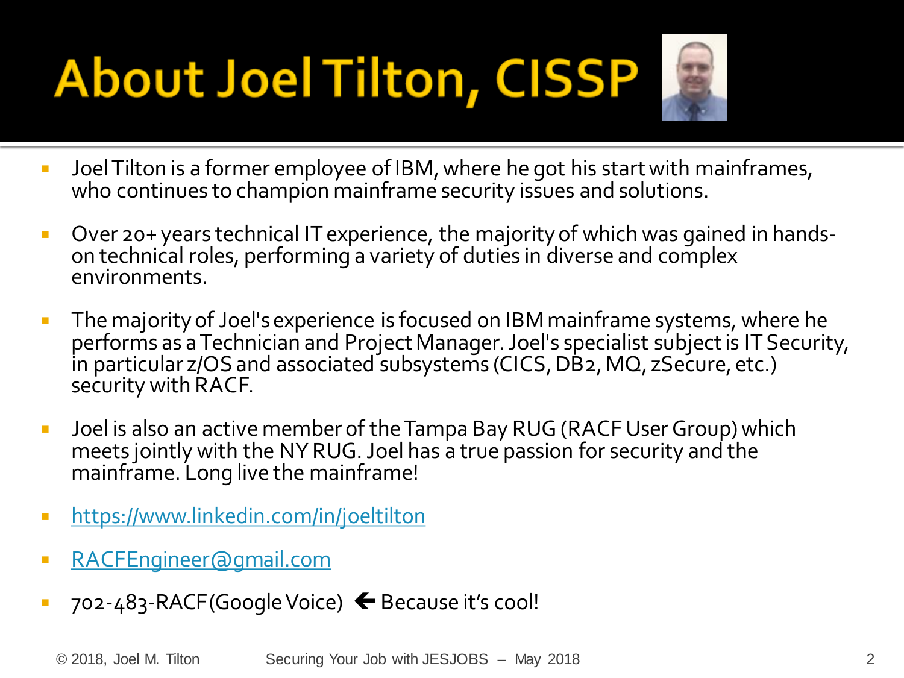# About Joel Tilton, CISSP

- Joel Tilton is a former employee of IBM, where he got his start with mainframes, who continues to champion mainframe security issues and solutions.
- Over 20+ years technical IT experience, the majority of which was gained in hands-on technical roles, performing a variety of duties in diverse and complex environments.
- The majority of Joel's experience is focused on IBM mainframe systems, where he performs as a Technician and Project Manager. Joel's specialist subject is IT Security, in particular z/OS and associated subsystems (CICS, DB2, MQ, zSecure, etc.) security with RACF.
- Joel is also an active member of the Tampa Bay RUG (RACF User Group) which meets jointly with the NY RUG. Joel has a true passion for security and the mainframe. Long live the mainframe!
- [https://www.linkedin.com/in/joeltilton](https://www.linkedin.com/in/joeltilton)
- [RACFEngineer@gmail.com](mailto:RACFEngineer@gmail.com)
- 702-483-RACF (Google Voice) 🡐 Because it's cool!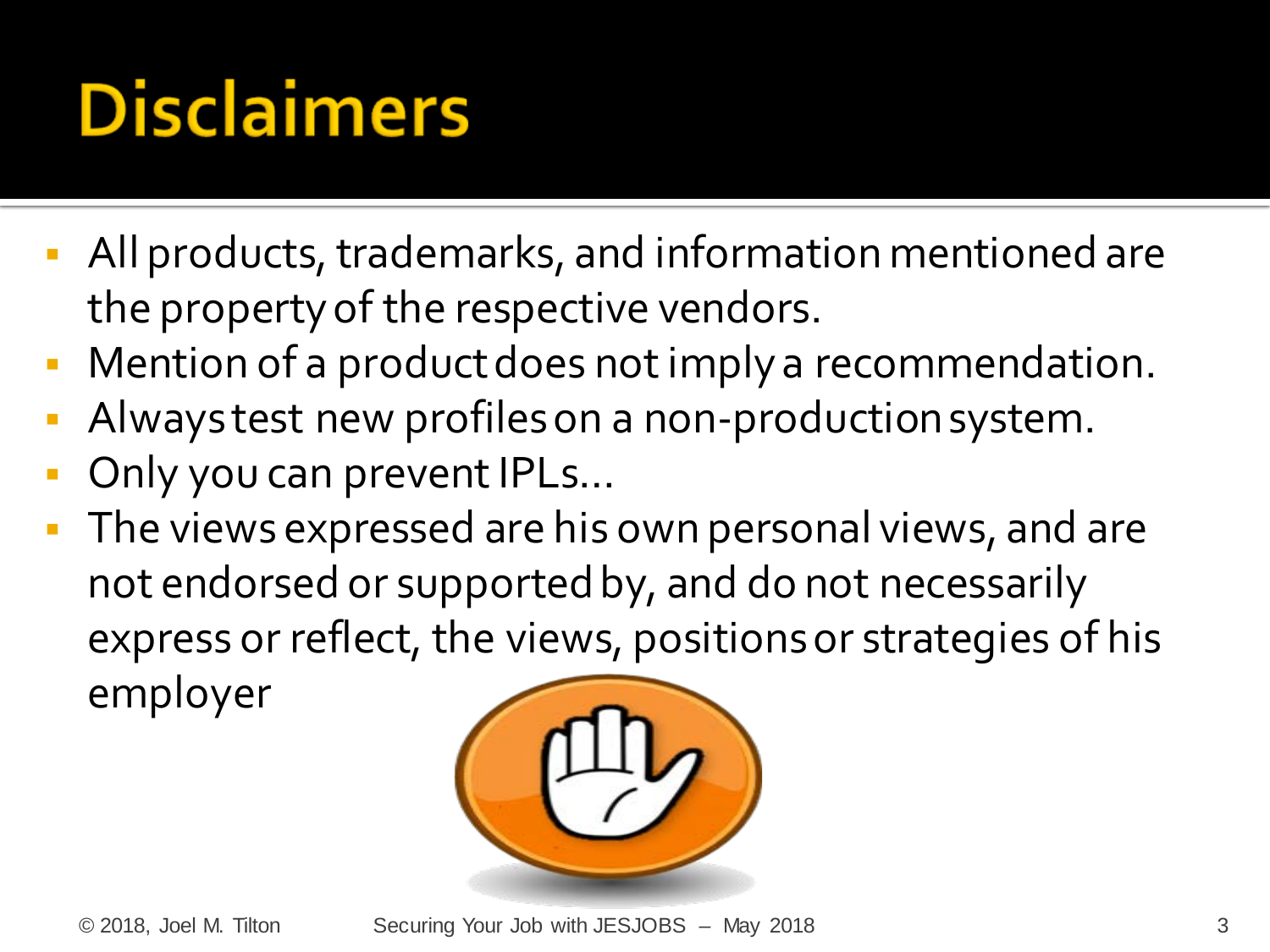# Disclaimers

- All products, trademarks, and information mentioned are the property of the respective vendors.
- Mention of a product does not imply a recommendation.
- Always test new profiles on a non-production system.
- Only you can prevent IPLs...
- The views expressed are his own personal views, and are not endorsed or supported by, and do not necessarily express or reflect, the views, positions or strategies of his employer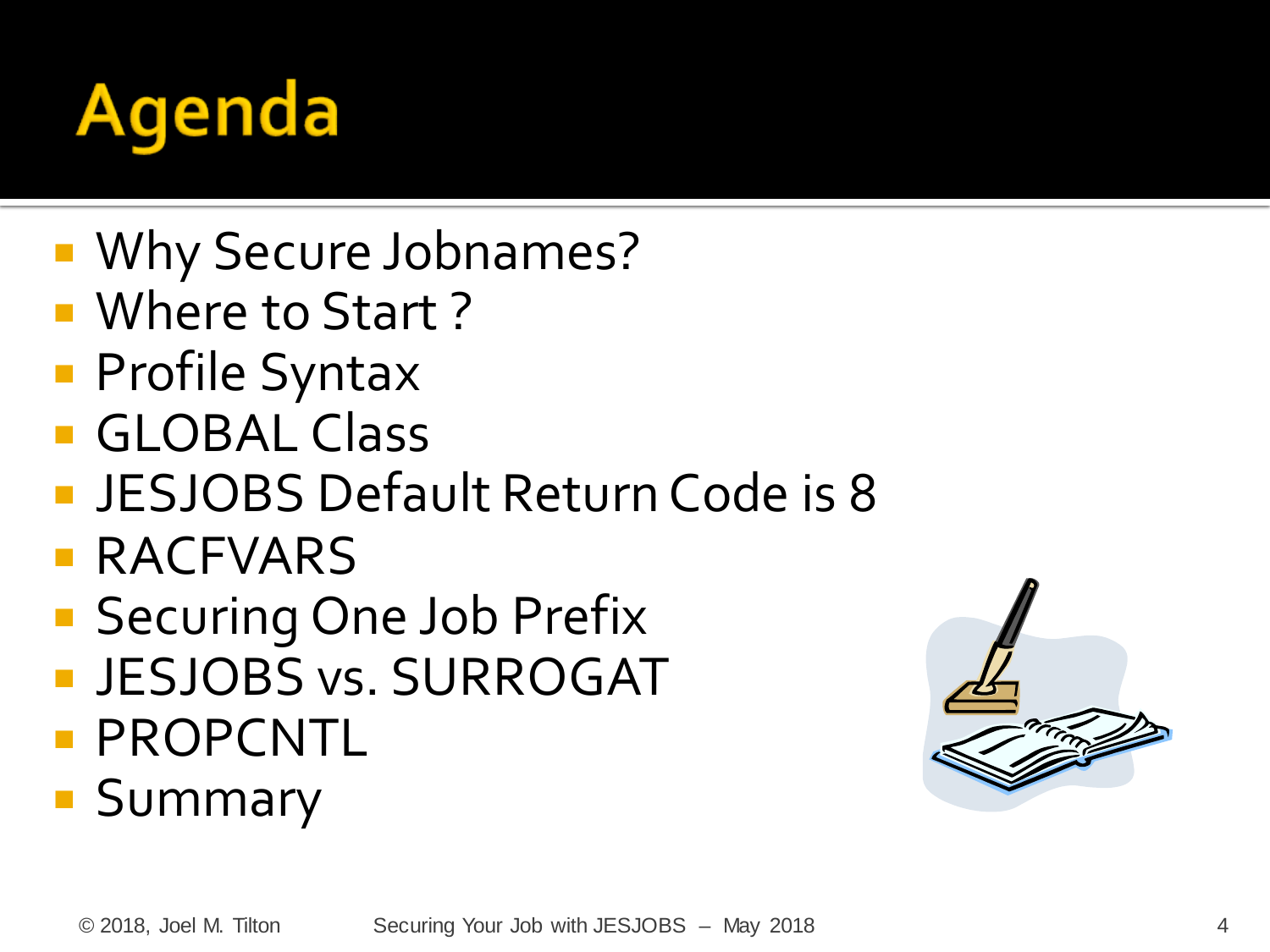# Agenda

- Why Secure Jobnames?
- Where to Start ?
- Profile Syntax
- GLOBAL Class
- JESJOBS Default Return Code is 8
- RACFVARS
- Securing One Job Prefix
- JESJOBS vs. SURROGAT
- PROPCNTL
- Summary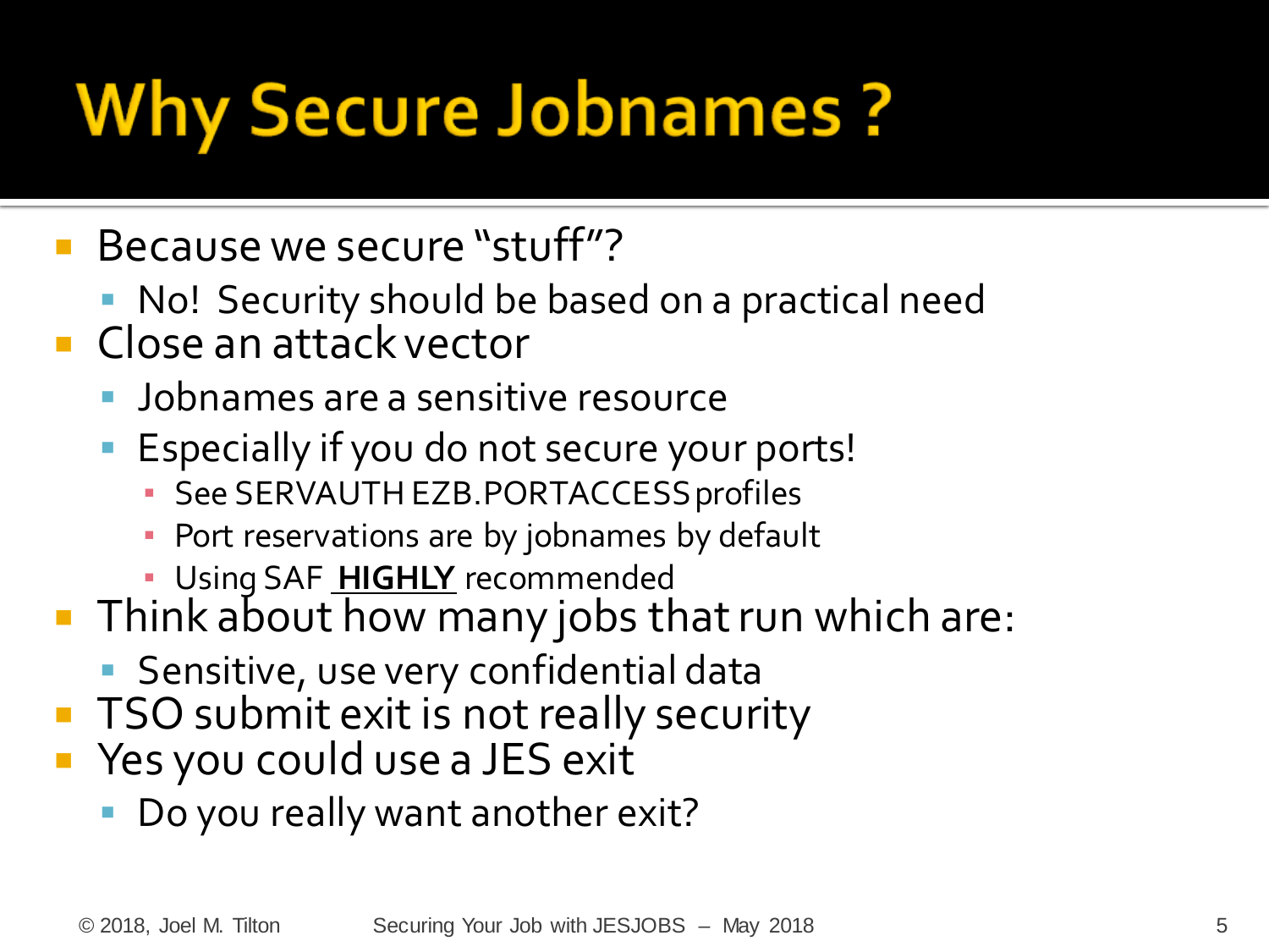# Why Secure Jobnames ?

- Because we secure "stuff"?
  - No! Security should be based on a practical need
- Close an attack vector
  - Jobnames are a sensitive resource
  - Especially if you do not secure your ports!
    - See SERVAUTH EZB.PORTACCESS profiles
    - Port reservations are by jobnames by default
    - Using SAF **HIGHLY** recommended
- Think about how many jobs that run which are:
  - Sensitive, use very confidential data
- TSO submit exit is not really security
- Yes you could use a JES exit
  - Do you really want another exit?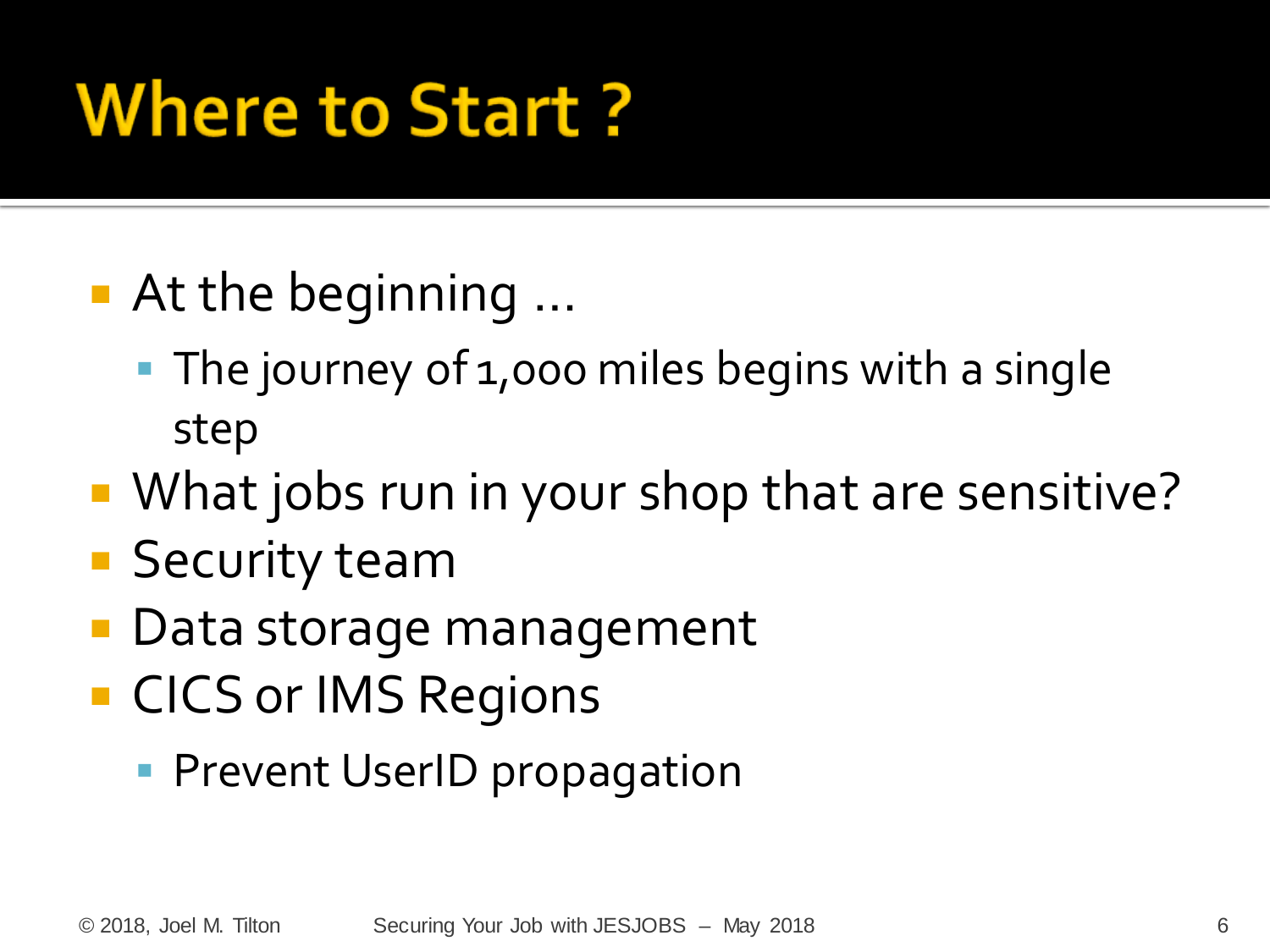# Where to Start ?

- At the beginning …
  - The journey of 1,000 miles begins with a single step
- What jobs run in your shop that are sensitive?
- Security team
- Data storage management
- CICS or IMS Regions
  - Prevent UserID propagation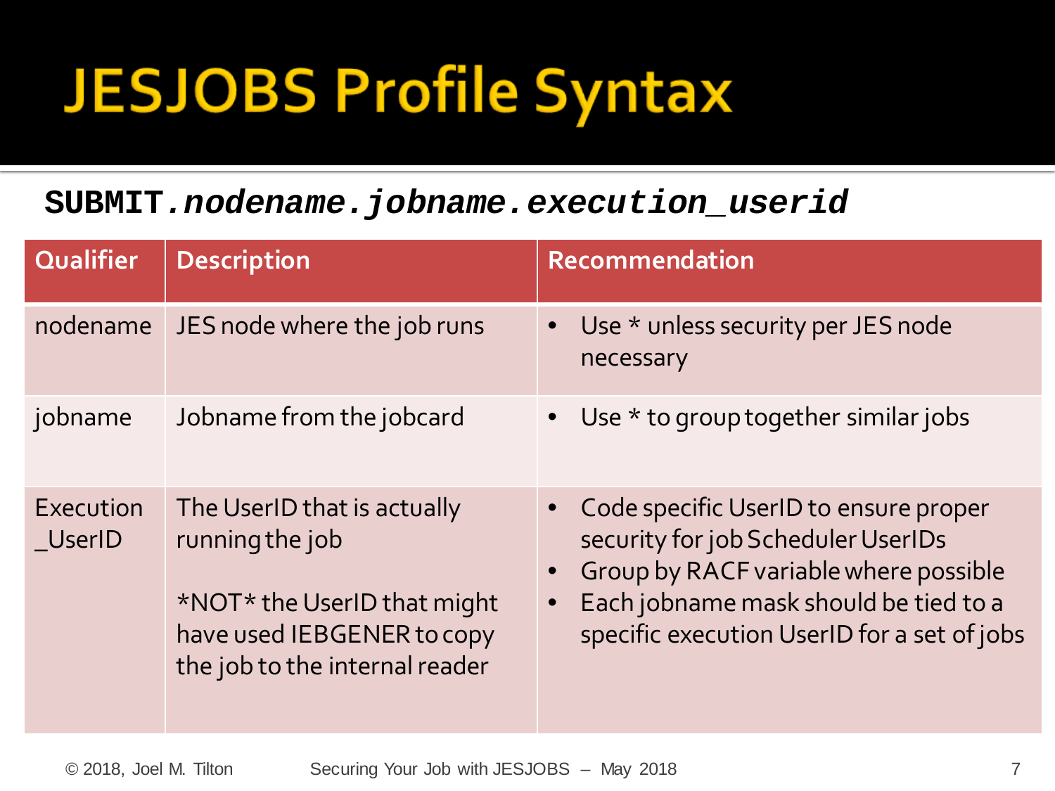# JESJOBS Profile Syntax

**SUBMIT.*nodename.jobname.execution_userid***

| Qualifier | Description | Recommendation |
|---|---|---|
| nodename | JES node where the job runs | • Use * unless security per JES node necessary |
| jobname | Jobname from the jobcard | • Use * to group together similar jobs |
| Execution _UserID | The UserID that is actually running the job<br><br>*NOT* the UserID that might have used IEBGENER to copy the job to the internal reader | • Code specific UserID to ensure proper security for job Scheduler UserIDs<br>• Group by RACF variable where possible<br>• Each jobname mask should be tied to a specific execution UserID for a set of jobs |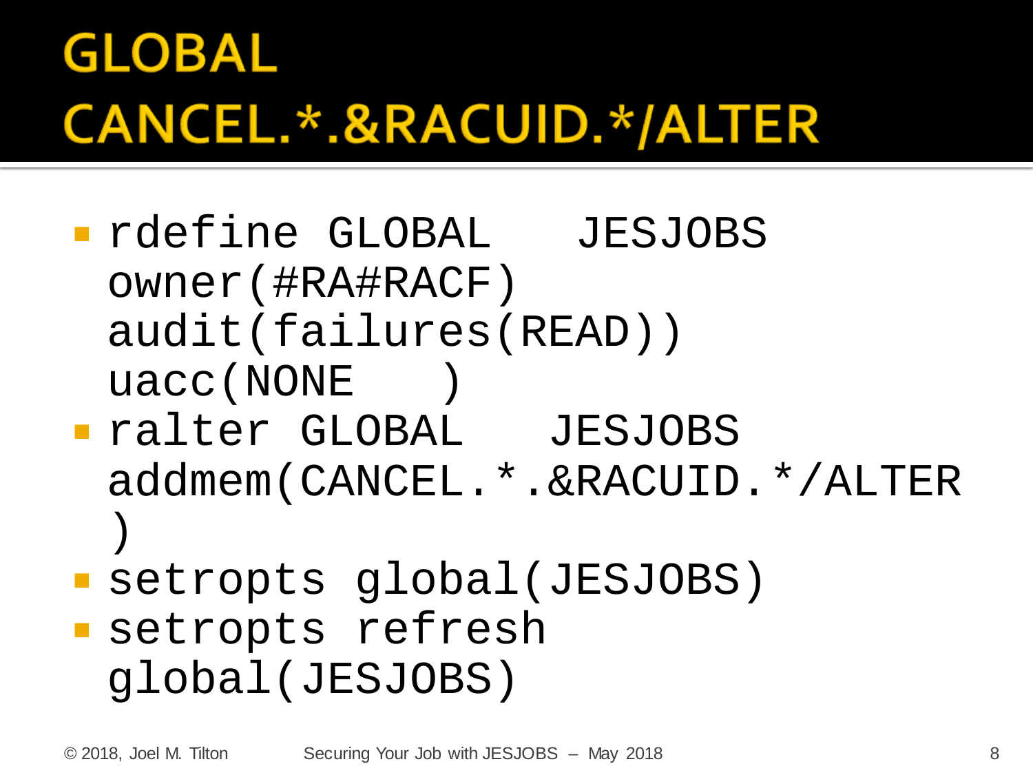# GLOBAL CANCEL.*.&RACUID.*/ALTER

- `rdefine GLOBAL   JESJOBS owner(#RA#RACF) audit(failures(READ)) uacc(NONE   )`
- `ralter GLOBAL   JESJOBS addmem(CANCEL.*.&RACUID.*/ALTER )`
- `setropts global(JESJOBS)`
- `setropts refresh global(JESJOBS)`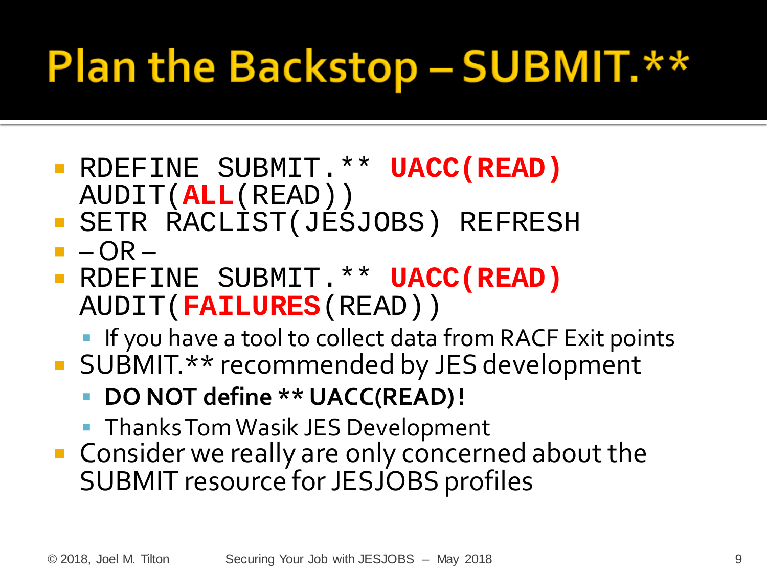# Plan the Backstop – SUBMIT.**

- RDEFINE SUBMIT.** **UACC(READ)** AUDIT(**ALL**(READ))
- SETR RACLIST(JESJOBS) REFRESH
- – OR –
- RDEFINE SUBMIT.** **UACC(READ)** AUDIT(**FAILURES**(READ))
  - If you have a tool to collect data from RACF Exit points
- SUBMIT.** recommended by JES development
  - **DO NOT define ** UACC(READ)!**
  - Thanks Tom Wasik JES Development
- Consider we really are only concerned about the SUBMIT resource for JESJOBS profiles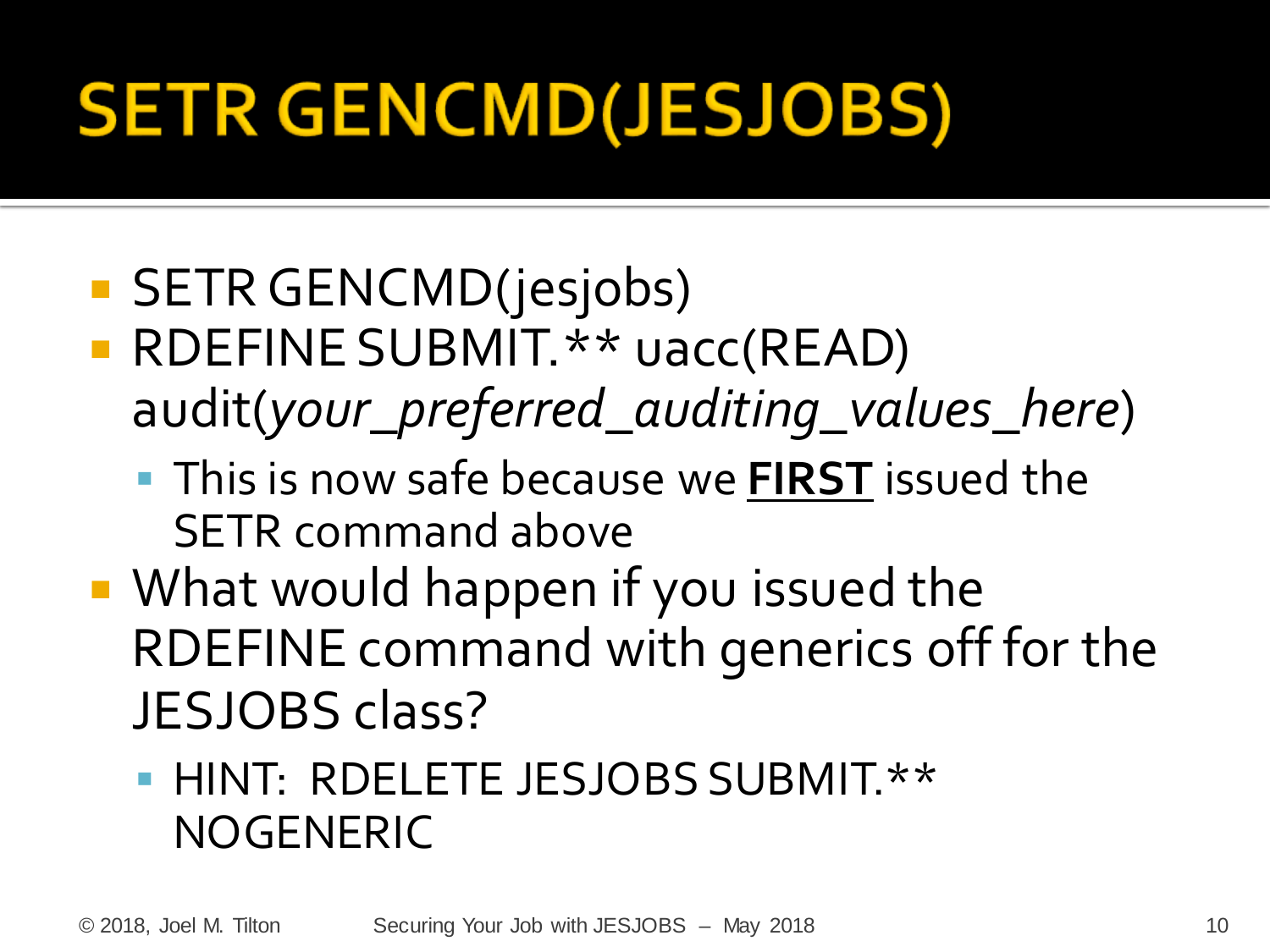# SETR GENCMD(JESJOBS)

- SETR GENCMD(jesjobs)
- RDEFINE SUBMIT.** uacc(READ) audit(*your_preferred_auditing_values_here*)
  - This is now safe because we **<u>FIRST</u>** issued the SETR command above
- What would happen if you issued the RDEFINE command with generics off for the JESJOBS class?
  - HINT: RDELETE JESJOBS SUBMIT.** NOGENERIC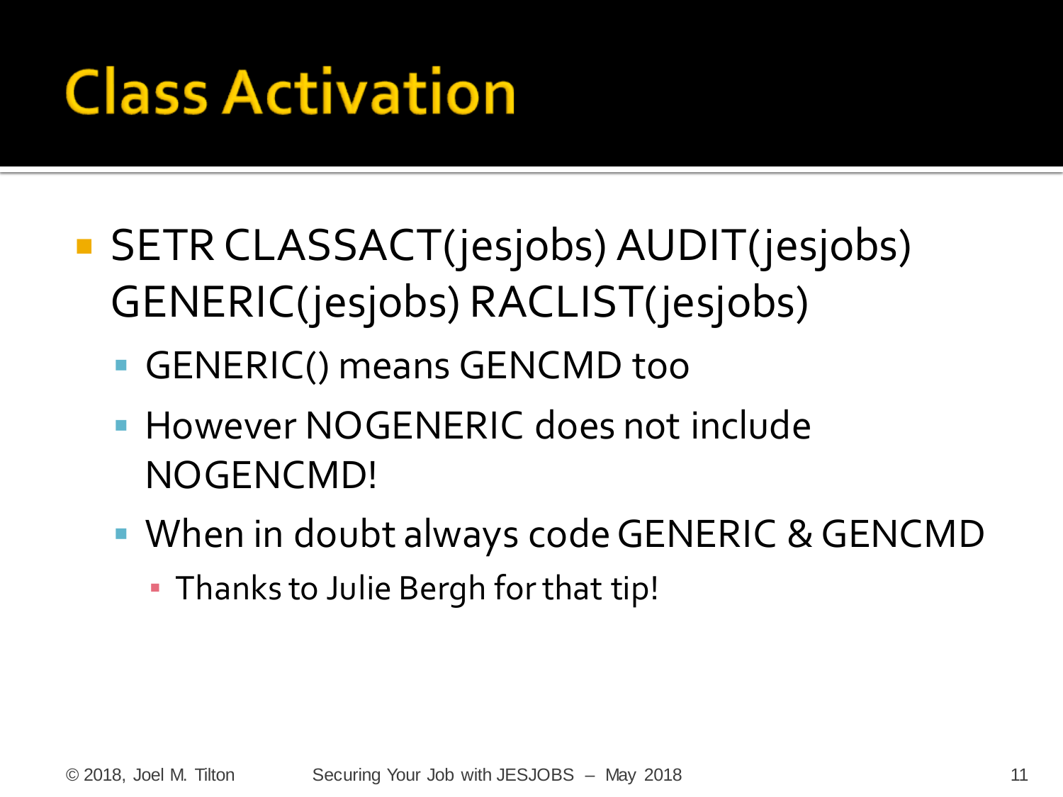# Class Activation

- SETR CLASSACT(jesjobs) AUDIT(jesjobs) GENERIC(jesjobs) RACLIST(jesjobs)
  - GENERIC() means GENCMD too
  - However NOGENERIC does not include NOGENCMD!
  - When in doubt always code GENERIC & GENCMD
    - Thanks to Julie Bergh for that tip!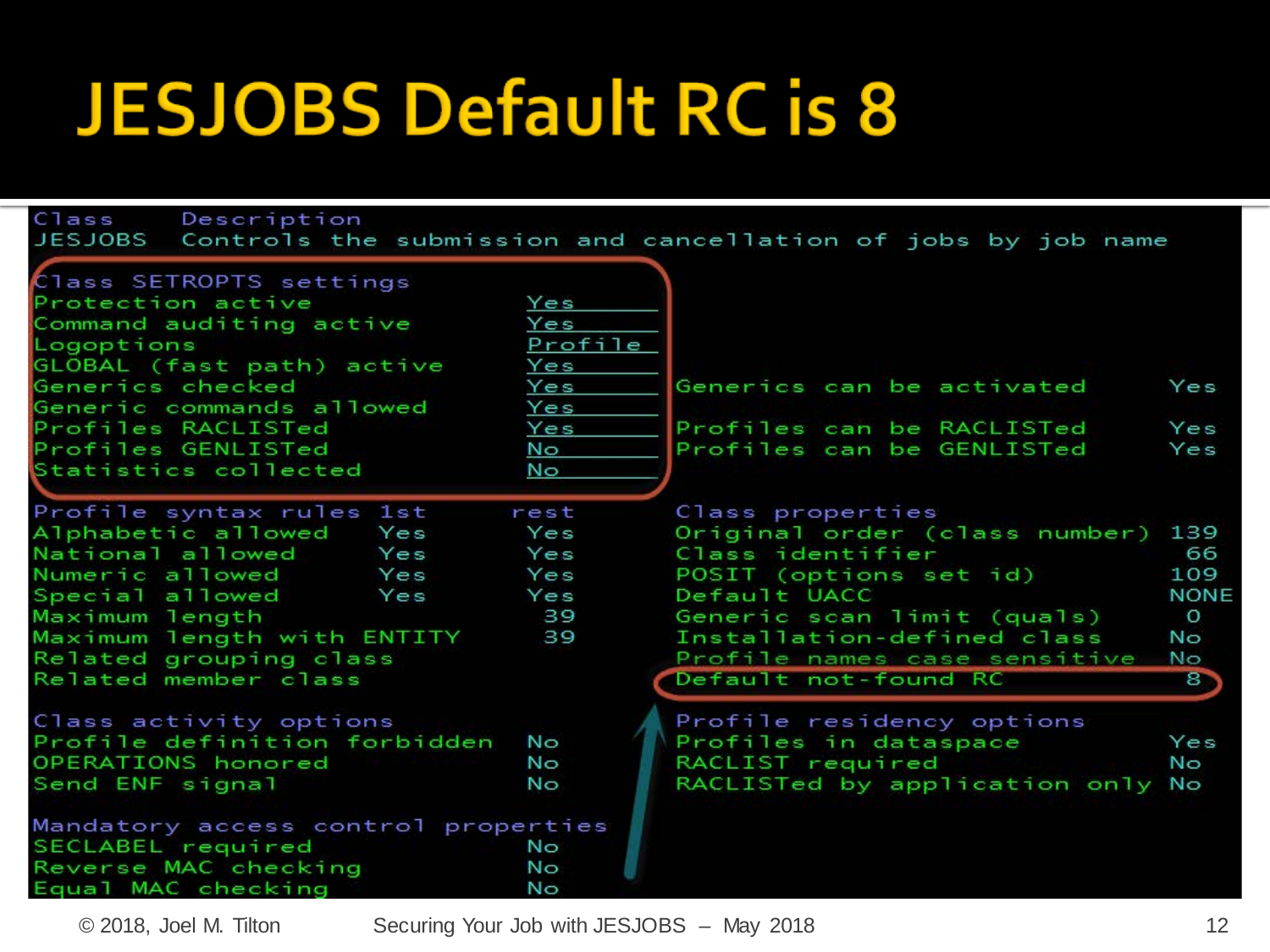# JESJOBS Default RC is 8

```
Class     Description
JESJOBS   Controls the submission and cancellation of jobs by job name

Class SETROPTS settings
Protection active              Yes
Command auditing active        Yes
Logoptions                     Profile
GLOBAL (fast path) active      Yes
Generics checked               Yes       Generics can be activated        Yes
Generic commands allowed       Yes
Profiles RACLISTed             Yes       Profiles can be RACLISTed        Yes
Profiles GENLISTed             No        Profiles can be GENLISTed        Yes
Statistics collected           No

Profile syntax rules   1st     rest      Class properties
Alphabetic allowed     Yes     Yes       Original order (class number)  139
National allowed       Yes     Yes       Class identifier                66
Numeric allowed        Yes     Yes       POSIT (options set id)         109
Special allowed        Yes     Yes       Default UACC                  NONE
Maximum length                 39        Generic scan limit (quals)       0
Maximum length with ENTITY     39        Installation-defined class      No
Related grouping class                   Profile names case sensitive    No
Related member class                     Default not-found RC             8

Class activity options                   Profile residency options
Profile definition forbidden   No        Profiles in dataspace          Yes
OPERATIONS honored             No        RACLIST required                No
Send ENF signal                No        RACLISTed by application only   No

Mandatory access control properties
SECLABEL required              No
Reverse MAC checking           No
Equal MAC checking             No
```

© 2018, Joel M. Tilton — Securing Your Job with JESJOBS – May 2018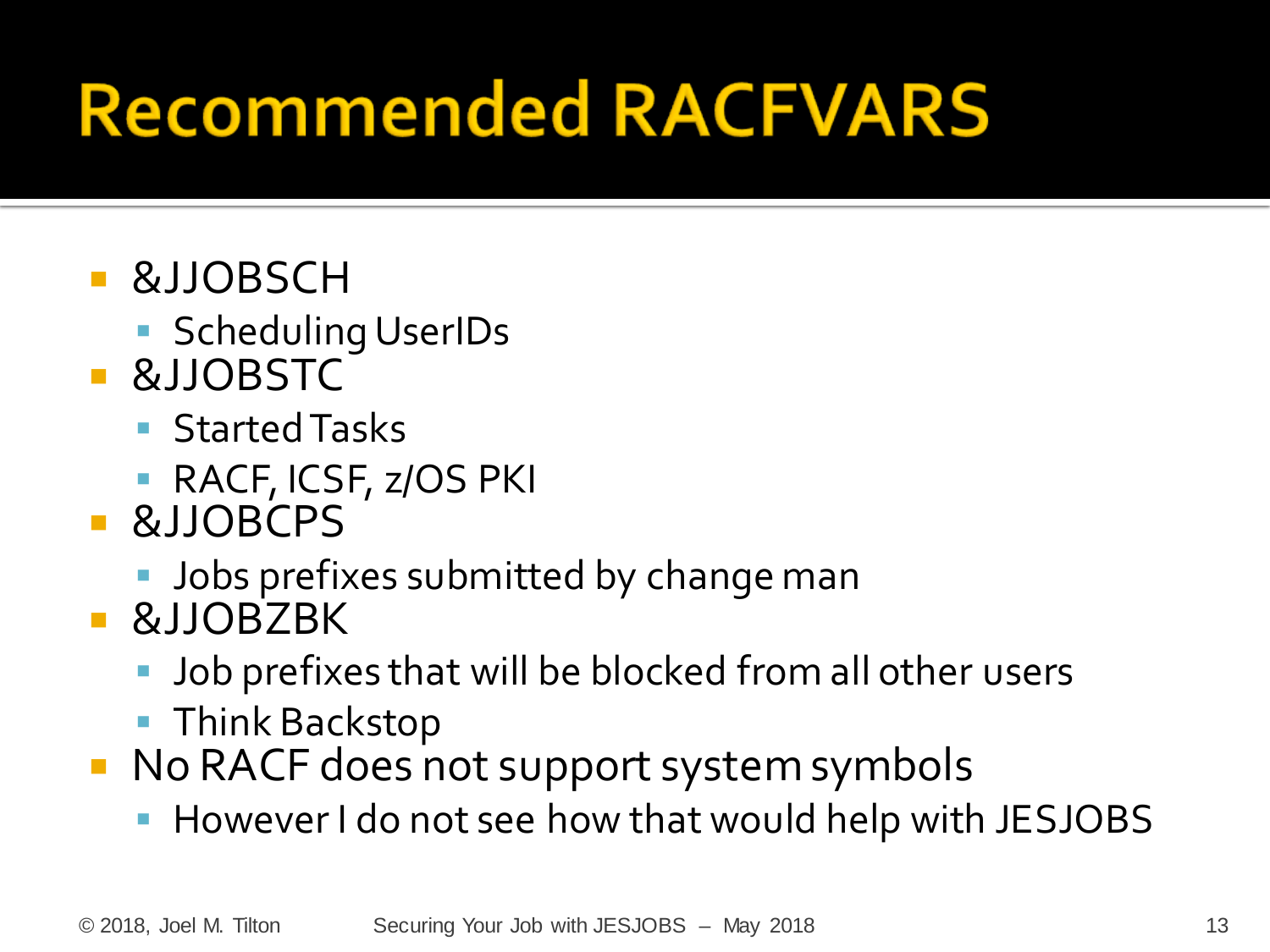# Recommended RACFVARS

- &JJOBSCH
  - Scheduling UserIDs
- &JJOBSTC
  - Started Tasks
  - RACF, ICSF, z/OS PKI
- &JJOBCPS
  - Jobs prefixes submitted by change man
- &JJOBZBK
  - Job prefixes that will be blocked from all other users
  - Think Backstop
- No RACF does not support system symbols
  - However I do not see how that would help with JESJOBS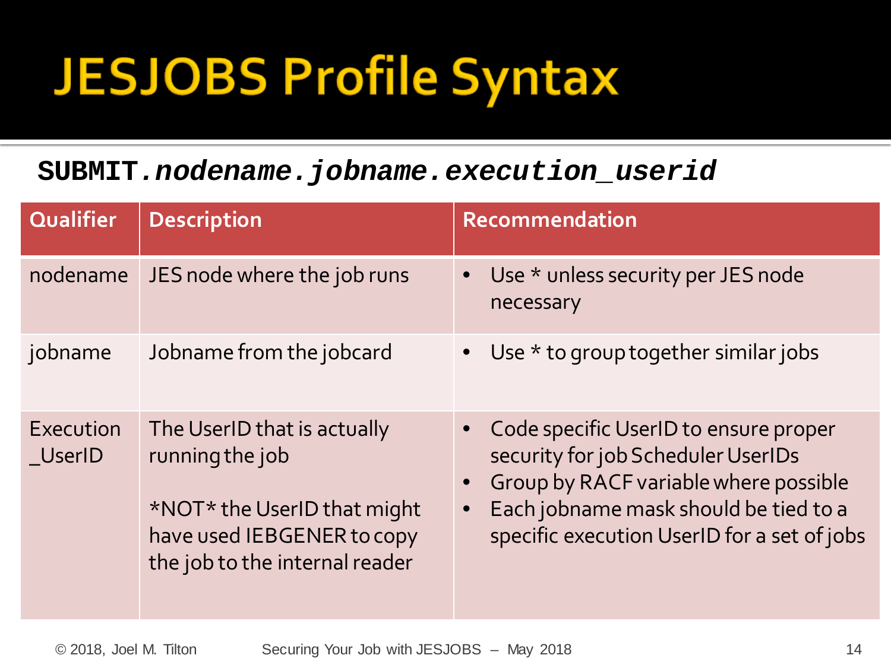# JESJOBS Profile Syntax

**SUBMIT.*nodename.jobname.execution_userid***

| Qualifier | Description | Recommendation |
| --- | --- | --- |
| nodename | JES node where the job runs | • Use * unless security per JES node necessary |
| jobname | Jobname from the jobcard | • Use * to group together similar jobs |
| Execution _UserID | The UserID that is actually running the job<br><br>*NOT* the UserID that might have used IEBGENER to copy the job to the internal reader | • Code specific UserID to ensure proper security for job Scheduler UserIDs<br>• Group by RACF variable where possible<br>• Each jobname mask should be tied to a specific execution UserID for a set of jobs |

© 2018, Joel M. Tilton    Securing Your Job with JESJOBS – May 2018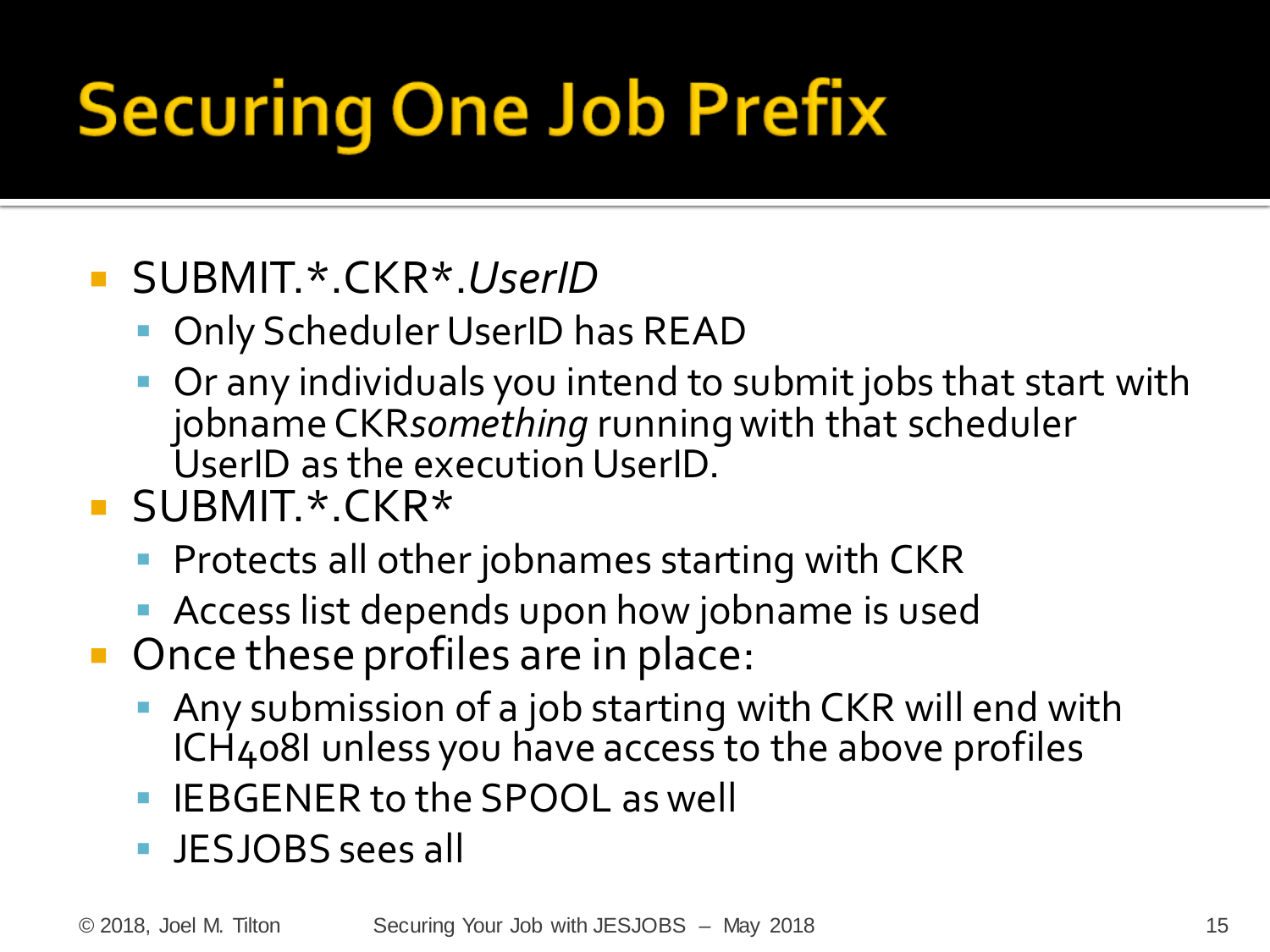# Securing One Job Prefix

- SUBMIT.*.CKR*.*UserID*
  - Only Scheduler UserID has READ
  - Or any individuals you intend to submit jobs that start with jobname CKR*something* running with that scheduler UserID as the execution UserID.
- SUBMIT.*.CKR*
  - Protects all other jobnames starting with CKR
  - Access list depends upon how jobname is used
- Once these profiles are in place:
  - Any submission of a job starting with CKR will end with ICH408I unless you have access to the above profiles
  - IEBGENER to the SPOOL as well
  - JESJOBS sees all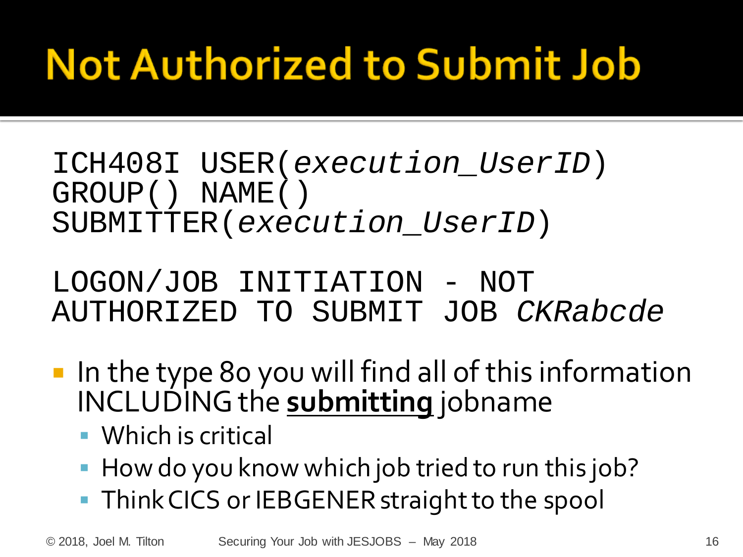# Not Authorized to Submit Job

```
ICH408I USER(execution_UserID)
GROUP() NAME()
SUBMITTER(execution_UserID)

LOGON/JOB INITIATION - NOT
AUTHORIZED TO SUBMIT JOB CKRabcde
```

- In the type 80 you will find all of this information INCLUDING the **submitting** jobname
  - Which is critical
  - How do you know which job tried to run this job?
  - Think CICS or IEBGENER straight to the spool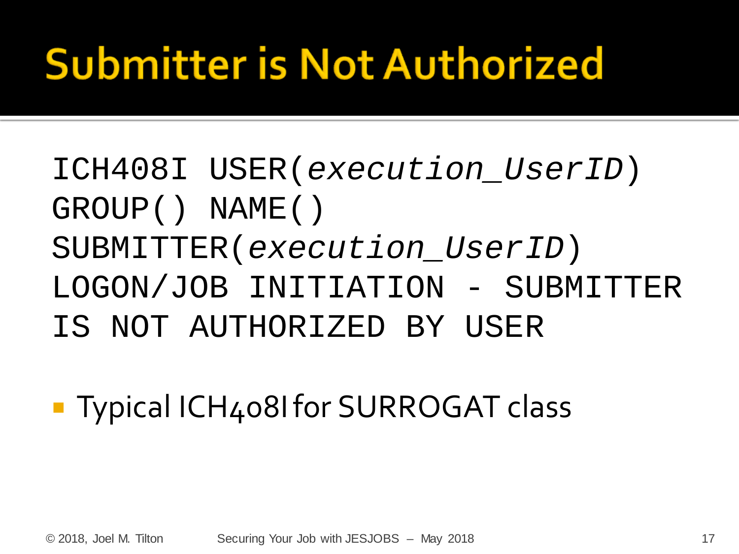# Submitter is Not Authorized

```
ICH408I USER(execution_UserID)
GROUP() NAME()
SUBMITTER(execution_UserID)
LOGON/JOB INITIATION - SUBMITTER
IS NOT AUTHORIZED BY USER
```

- Typical ICH408I for SURROGAT class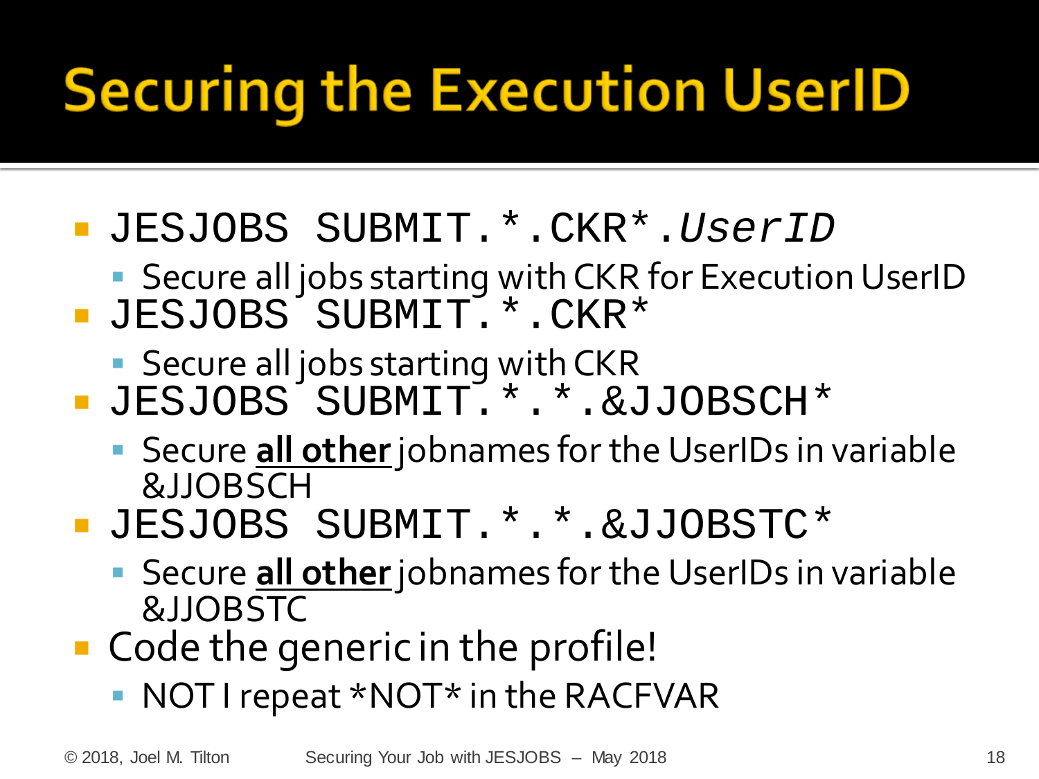# Securing the Execution UserID

- `JESJOBS SUBMIT.*.CKR*.`*`UserID`*
  - Secure all jobs starting with CKR for Execution UserID
- `JESJOBS SUBMIT.*.CKR*`
  - Secure all jobs starting with CKR
- `JESJOBS SUBMIT.*.*.&JJOBSCH*`
  - Secure **<u>all other</u>** jobnames for the UserIDs in variable &JJOBSCH
- `JESJOBS SUBMIT.*.*.&JJOBSTC*`
  - Secure **<u>all other</u>** jobnames for the UserIDs in variable &JJOBSTC
- Code the generic in the profile!
  - NOT I repeat *NOT* in the RACFVAR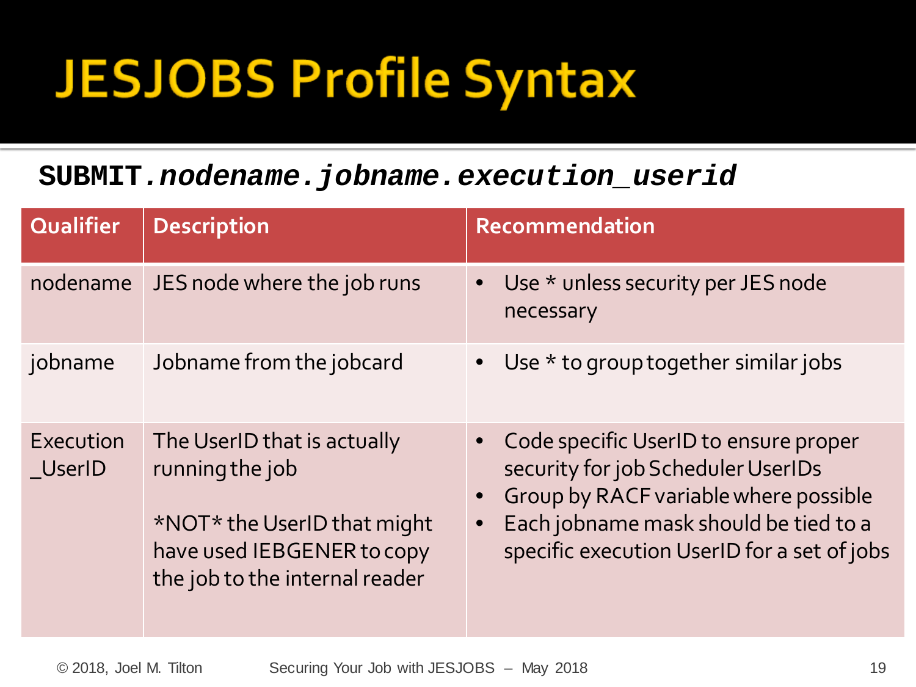# JESJOBS Profile Syntax

**SUBMIT.*nodename.jobname.execution_userid***

| Qualifier | Description | Recommendation |
|---|---|---|
| nodename | JES node where the job runs | • Use * unless security per JES node necessary |
| jobname | Jobname from the jobcard | • Use * to group together similar jobs |
| Execution _UserID | The UserID that is actually running the job<br><br>*NOT* the UserID that might have used IEBGENER to copy the job to the internal reader | • Code specific UserID to ensure proper security for job Scheduler UserIDs<br>• Group by RACF variable where possible<br>• Each jobname mask should be tied to a specific execution UserID for a set of jobs |

© 2018, Joel M. Tilton    Securing Your Job with JESJOBS – May 2018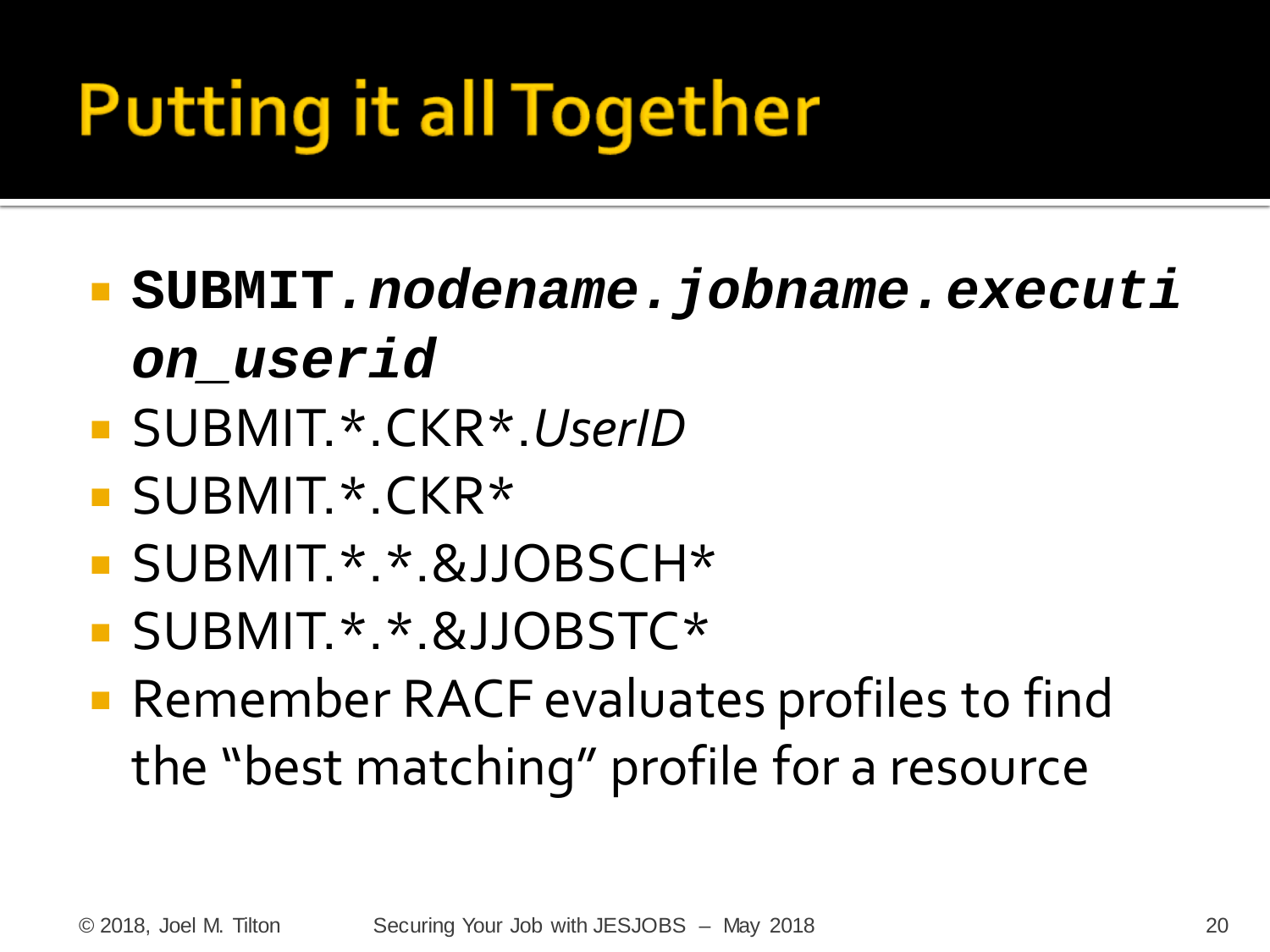# Putting it all Together

- **SUBMIT.*nodename.jobname.execution_userid***
- SUBMIT.*.CKR*.*UserID*
- SUBMIT.*.CKR*
- SUBMIT.*.*.&JJOBSCH*
- SUBMIT.*.*.&JJOBSTC*
- Remember RACF evaluates profiles to find the "best matching" profile for a resource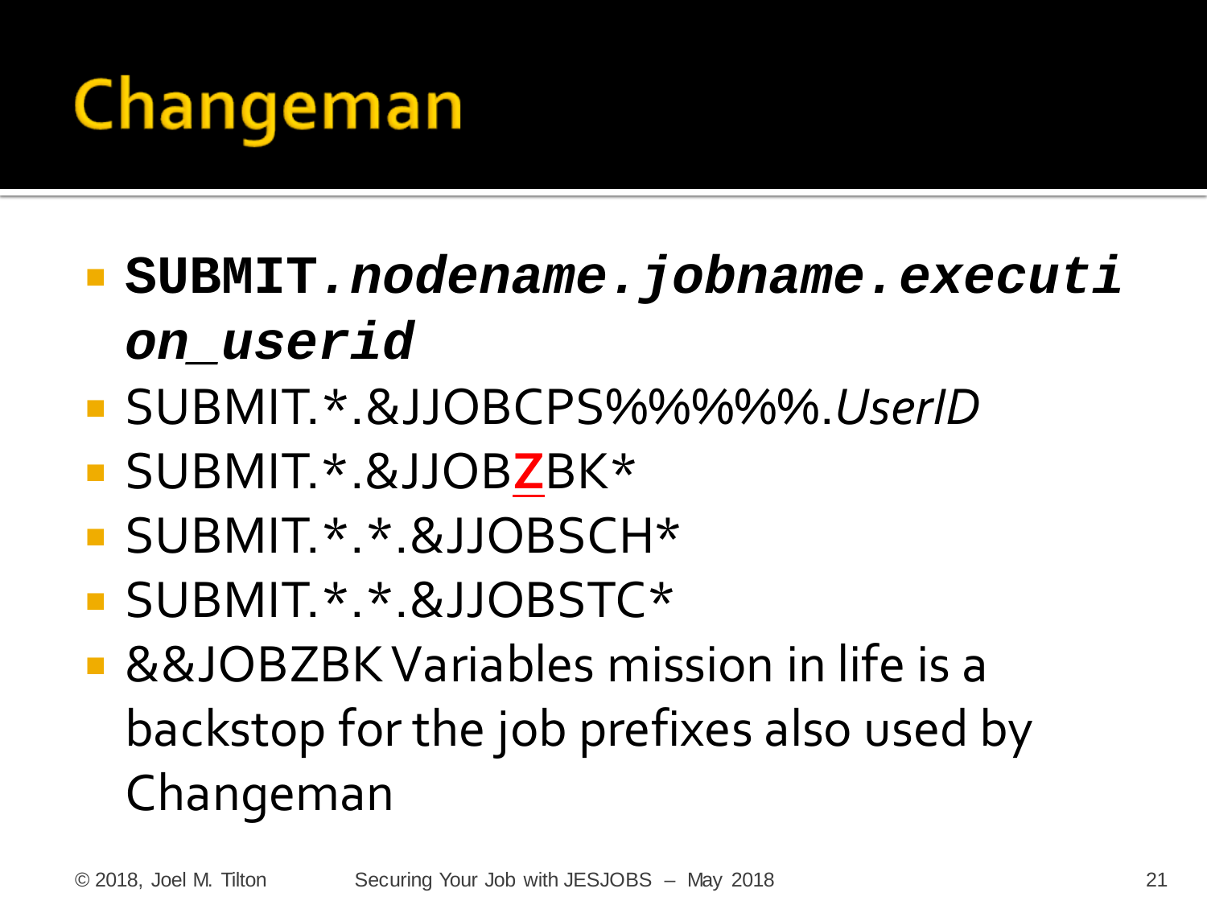# Changeman

- **SUBMIT*.nodename.jobname.execution_userid***
- SUBMIT.*.&JJOBCPS%%%%%.*UserID*
- SUBMIT.*.&JJOB**Z**BK*
- SUBMIT.*.*.&JJOBSCH*
- SUBMIT.*.*.&JJOBSTC*
- &&JOBZBK Variables mission in life is a backstop for the job prefixes also used by Changeman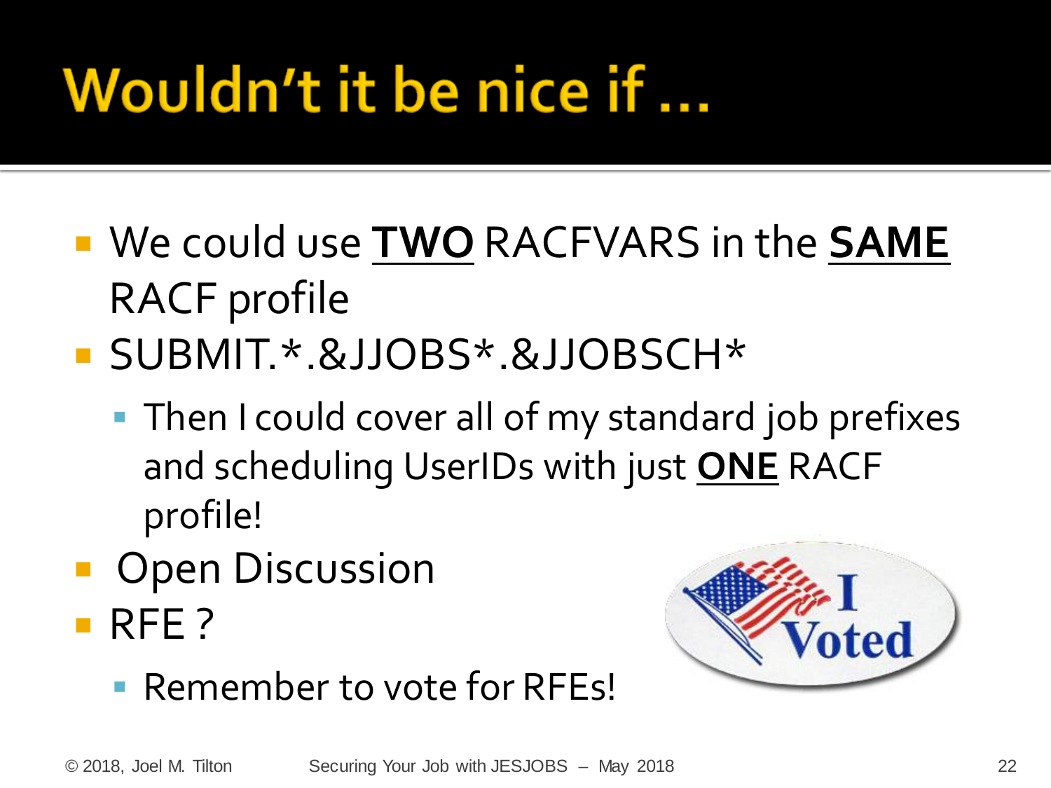# Wouldn't it be nice if …

- We could use **<u>TWO</u>** RACFVARS in the **<u>SAME</u>** RACF profile
- SUBMIT.*.&JJOBS*.&JJOBSCH*
  - Then I could cover all of my standard job prefixes and scheduling UserIDs with just **<u>ONE</u>** RACF profile!
- Open Discussion
- RFE ?
  - Remember to vote for RFEs!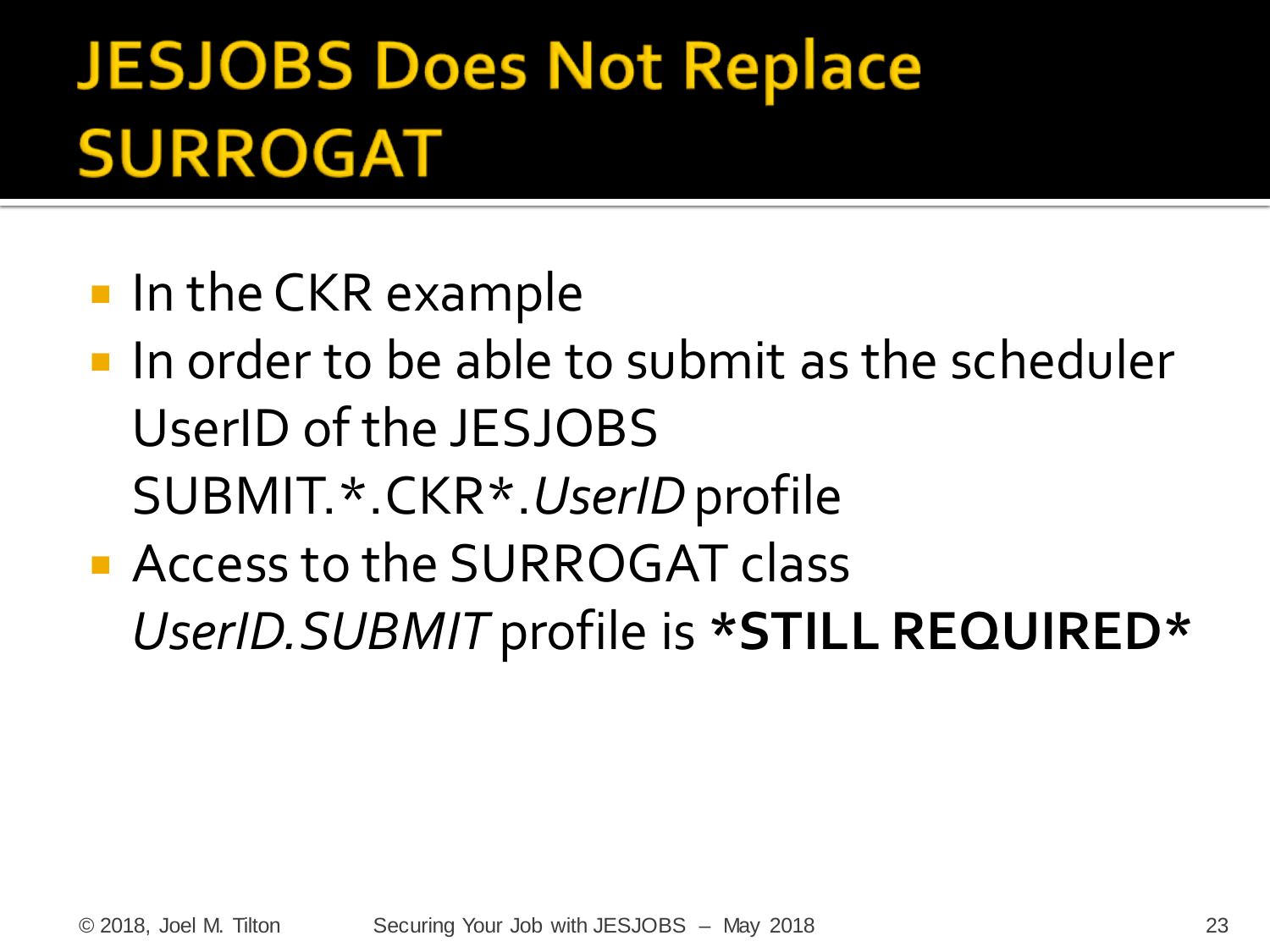# JESJOBS Does Not Replace SURROGAT

- In the CKR example
- In order to be able to submit as the scheduler UserID of the JESJOBS SUBMIT.*.CKR*.*UserID* profile
- Access to the SURROGAT class *UserID.SUBMIT* profile is ***STILL REQUIRED***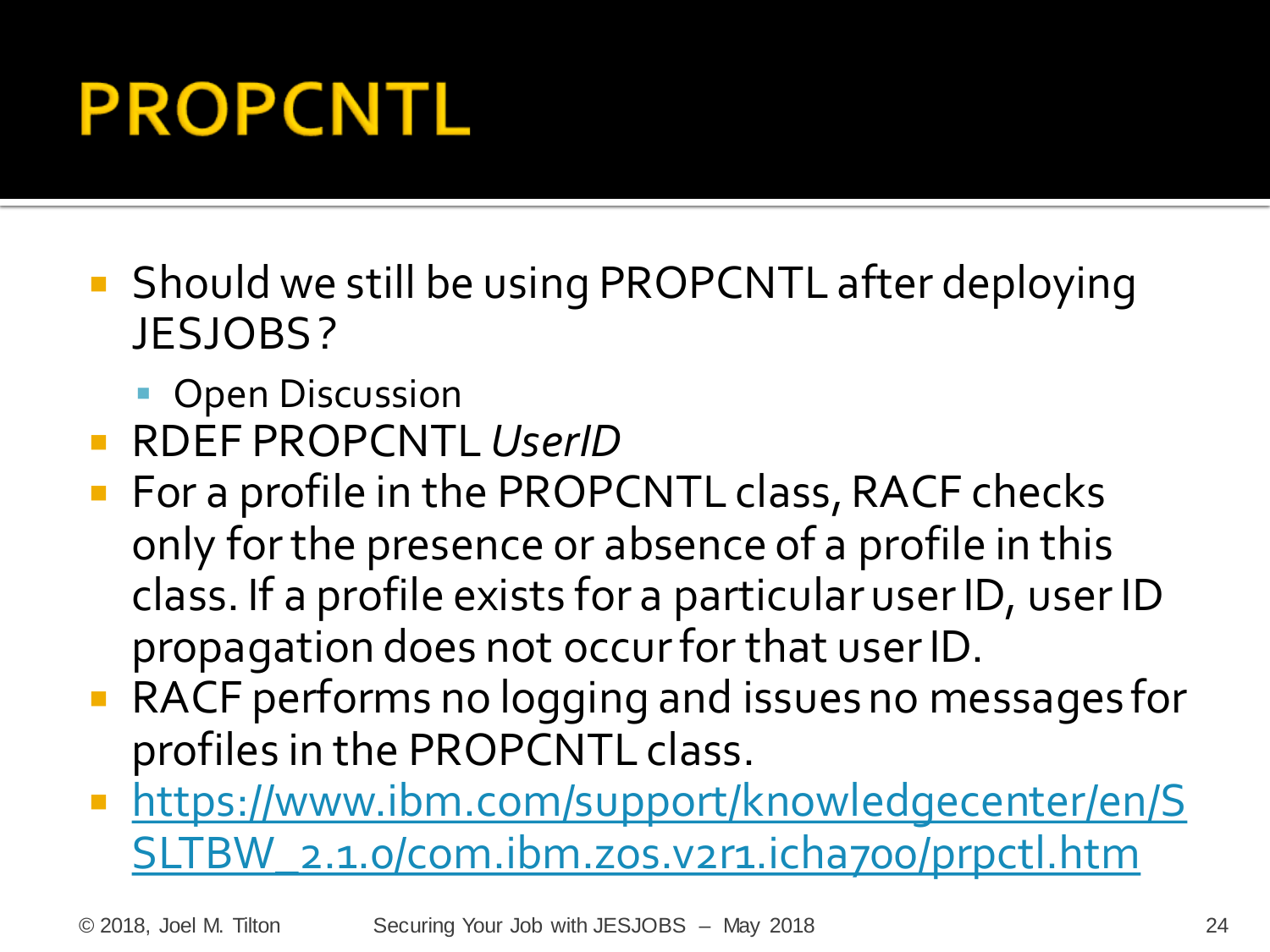# PROPCNTL

- Should we still be using PROPCNTL after deploying JESJOBS?
  - Open Discussion
- RDEF PROPCNTL *UserID*
- For a profile in the PROPCNTL class, RACF checks only for the presence or absence of a profile in this class. If a profile exists for a particular user ID, user ID propagation does not occur for that user ID.
- RACF performs no logging and issues no messages for profiles in the PROPCNTL class.
- https://www.ibm.com/support/knowledgecenter/en/SSLTBW_2.1.0/com.ibm.zos.v2r1.icha700/prpctl.htm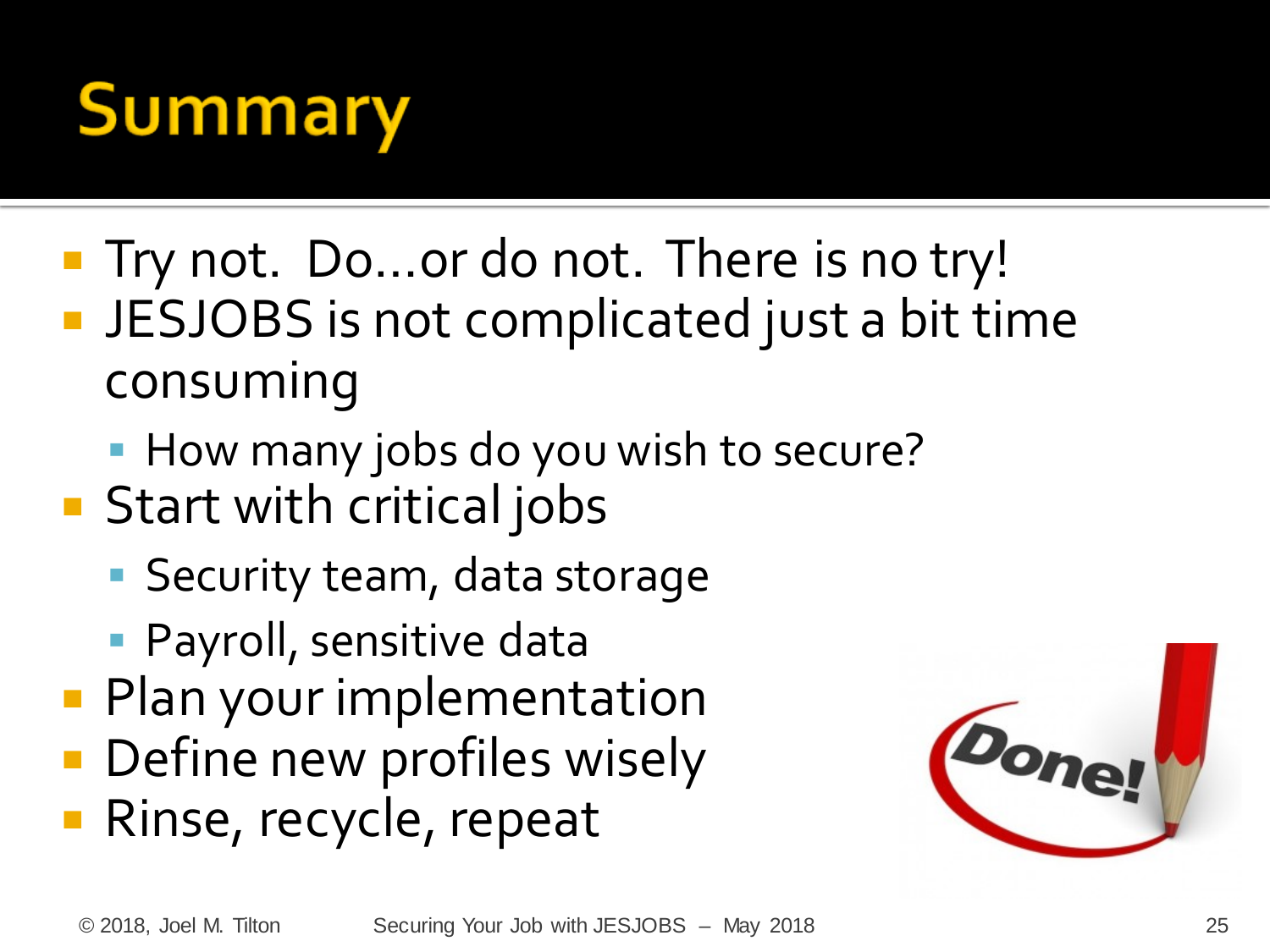# Summary

- Try not. Do…or do not. There is no try!
- JESJOBS is not complicated just a bit time consuming
  - How many jobs do you wish to secure?
- Start with critical jobs
  - Security team, data storage
  - Payroll, sensitive data
- Plan your implementation
- Define new profiles wisely
- Rinse, recycle, repeat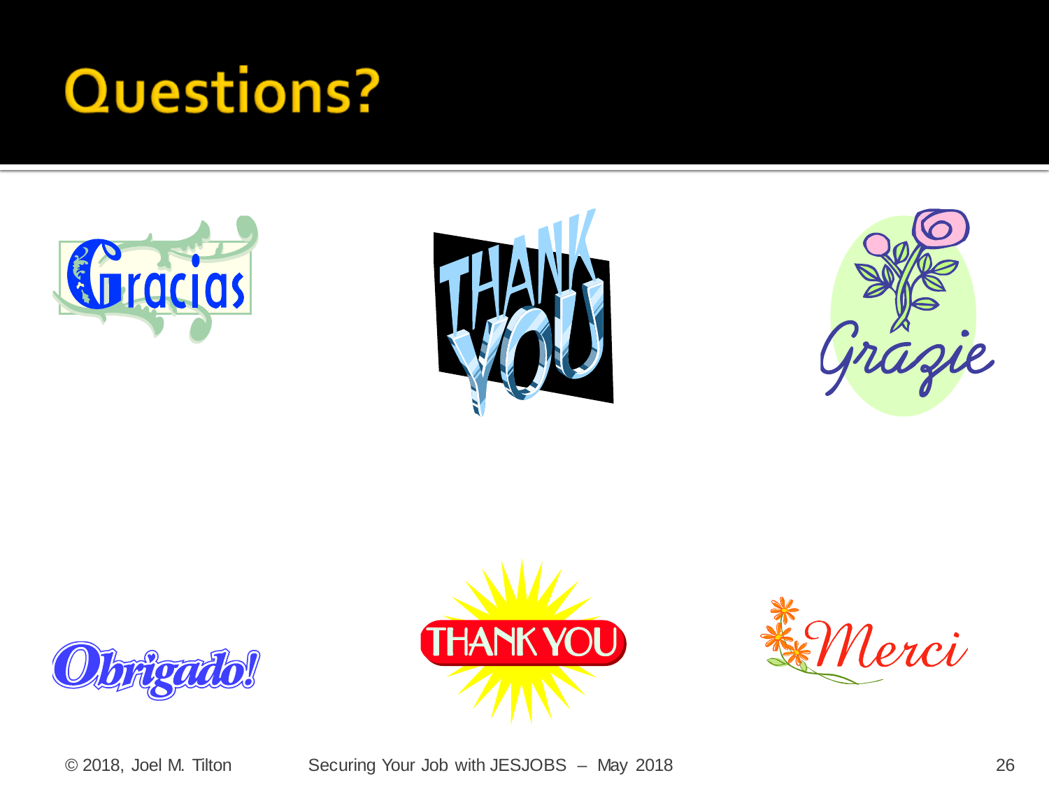# Questions?

Gracias

THANK YOU

Grazie

Obrigado!

THANK YOU

Merci